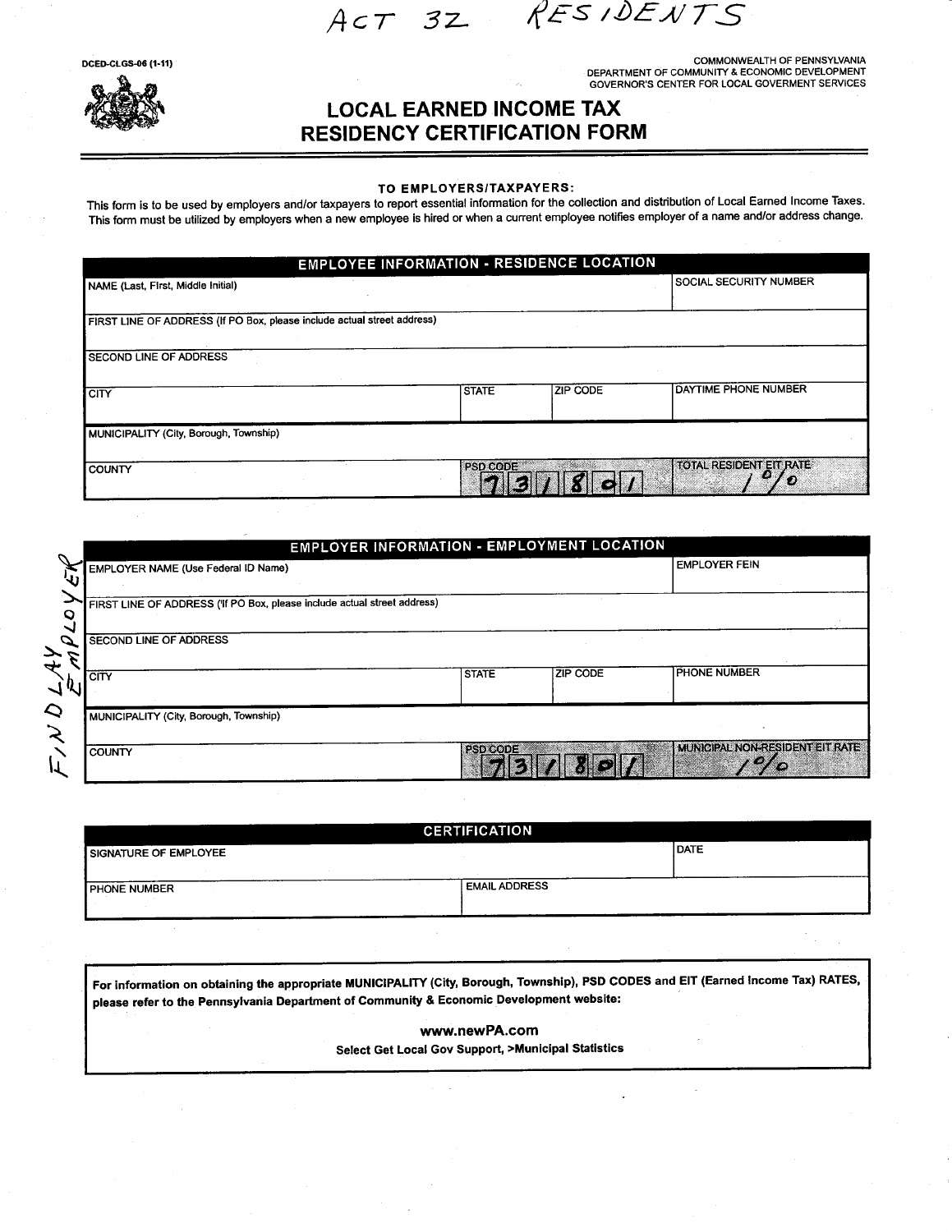ACT 32 RESIDENTS

DCED-CLGS-06 (1-11)

COMMONWEALTH OF PENNSYLVANIA
DEPARTMENT OF COMMUNITY & ECONOMIC DEVELOPMENT
GOVERNOR'S CENTER FOR LOCAL GOVERMENT SERVICES

# LOCAL EARNED INCOME TAX RESIDENCY CERTIFICATION FORM

**TO EMPLOYERS/TAXPAYERS:**

This form is to be used by employers and/or taxpayers to report essential information for the collection and distribution of Local Earned Income Taxes. This form must be utilized by employers when a new employee is hired or when a current employee notifies employer of a name and/or address change.

| EMPLOYEE INFORMATION - RESIDENCE LOCATION | | | |
|---|---|---|---|
| NAME (Last, First, Middle Initial) | | | SOCIAL SECURITY NUMBER |
| FIRST LINE OF ADDRESS (If PO Box, please include actual street address) | | | |
| SECOND LINE OF ADDRESS | | | |
| CITY | STATE | ZIP CODE | DAYTIME PHONE NUMBER |
| MUNICIPALITY (City, Borough, Township) | | | |
| COUNTY | PSD CODE 7 3 1 8 0 1 | | TOTAL RESIDENT EIT RATE 1% |

FINDLAY EMPLOYER

| EMPLOYER INFORMATION - EMPLOYMENT LOCATION | | | |
|---|---|---|---|
| EMPLOYER NAME (Use Federal ID Name) | | | EMPLOYER FEIN |
| FIRST LINE OF ADDRESS (If PO Box, please include actual street address) | | | |
| SECOND LINE OF ADDRESS | | | |
| CITY | STATE | ZIP CODE | PHONE NUMBER |
| MUNICIPALITY (City, Borough, Township) | | | |
| COUNTY | PSD CODE 7 3 1 8 0 1 | | MUNICIPAL NON-RESIDENT EIT RATE 1% |

| CERTIFICATION | |
|---|---|
| SIGNATURE OF EMPLOYEE | DATE |
| PHONE NUMBER | EMAIL ADDRESS |

**For information on obtaining the appropriate MUNICIPALITY (City, Borough, Township), PSD CODES and EIT (Earned Income Tax) RATES, please refer to the Pennsylvania Department of Community & Economic Development website:**

**www.newPA.com**

**Select Get Local Gov Support, >Municipal Statistics**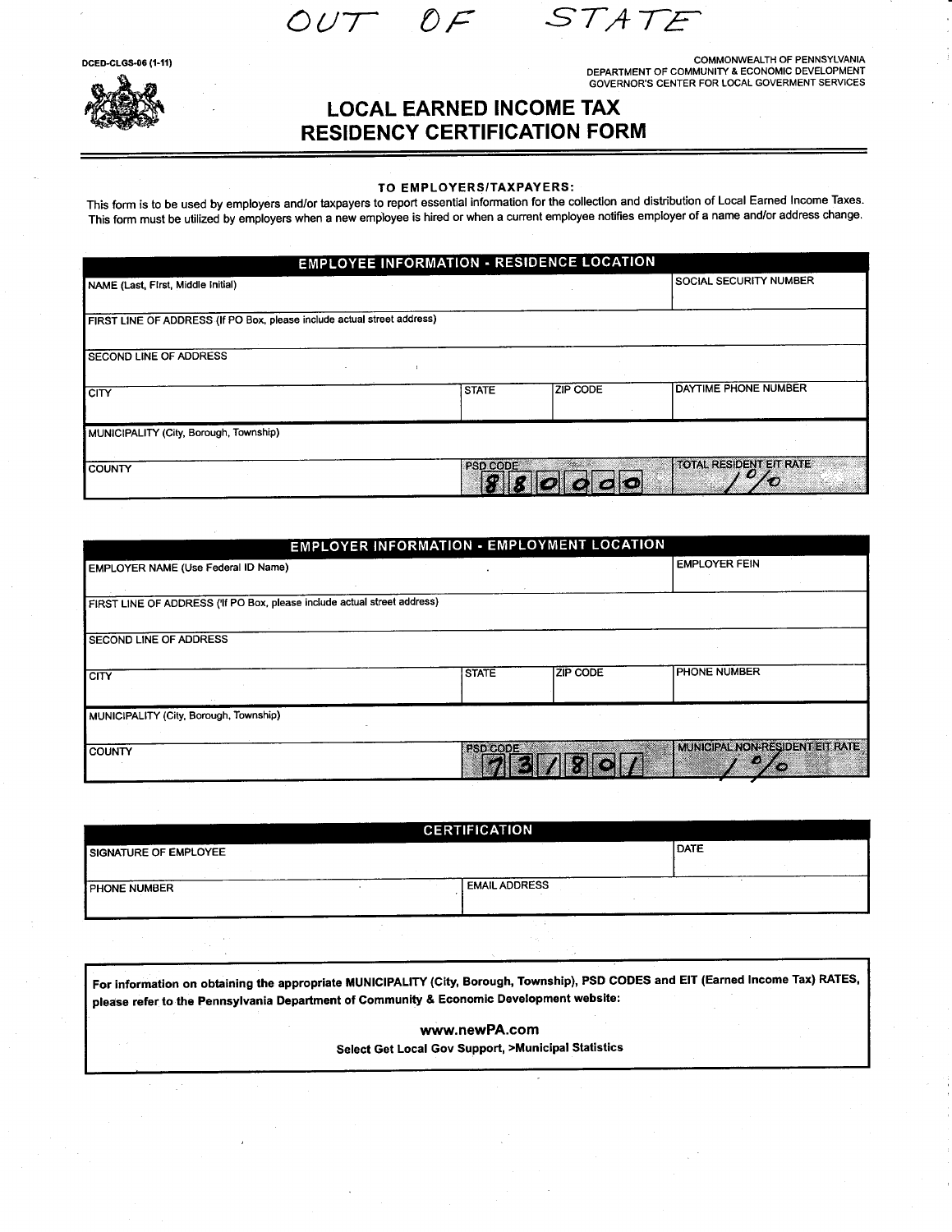OUT OF STATE

DCED-CLGS-06 (1-11)

COMMONWEALTH OF PENNSYLVANIA
DEPARTMENT OF COMMUNITY & ECONOMIC DEVELOPMENT
GOVERNOR'S CENTER FOR LOCAL GOVERMENT SERVICES

# LOCAL EARNED INCOME TAX RESIDENCY CERTIFICATION FORM

**TO EMPLOYERS/TAXPAYERS:**

This form is to be used by employers and/or taxpayers to report essential information for the collection and distribution of Local Earned Income Taxes. This form must be utilized by employers when a new employee is hired or when a current employee notifies employer of a name and/or address change.

| EMPLOYEE INFORMATION - RESIDENCE LOCATION | | | |
|---|---|---|---|
| NAME (Last, First, Middle Initial) | | | SOCIAL SECURITY NUMBER |
| FIRST LINE OF ADDRESS (If PO Box, please include actual street address) | | | |
| SECOND LINE OF ADDRESS | | | |
| CITY | STATE | ZIP CODE | DAYTIME PHONE NUMBER |
| MUNICIPALITY (City, Borough, Township) | | | |
| COUNTY | PSD CODE 880000 | | TOTAL RESIDENT EIT RATE 1% |

| EMPLOYER INFORMATION - EMPLOYMENT LOCATION | | | |
|---|---|---|---|
| EMPLOYER NAME (Use Federal ID Name) | | | EMPLOYER FEIN |
| FIRST LINE OF ADDRESS (If PO Box, please include actual street address) | | | |
| SECOND LINE OF ADDRESS | | | |
| CITY | STATE | ZIP CODE | PHONE NUMBER |
| MUNICIPALITY (City, Borough, Township) | | | |
| COUNTY | PSD CODE 731801 | | MUNICIPAL NON-RESIDENT EIT RATE 1% |

| CERTIFICATION | | |
|---|---|---|
| SIGNATURE OF EMPLOYEE | | DATE |
| PHONE NUMBER | EMAIL ADDRESS | |

**For information on obtaining the appropriate MUNICIPALITY (City, Borough, Township), PSD CODES and EIT (Earned Income Tax) RATES, please refer to the Pennsylvania Department of Community & Economic Development website:**

**www.newPA.com**

**Select Get Local Gov Support, >Municipal Statistics**